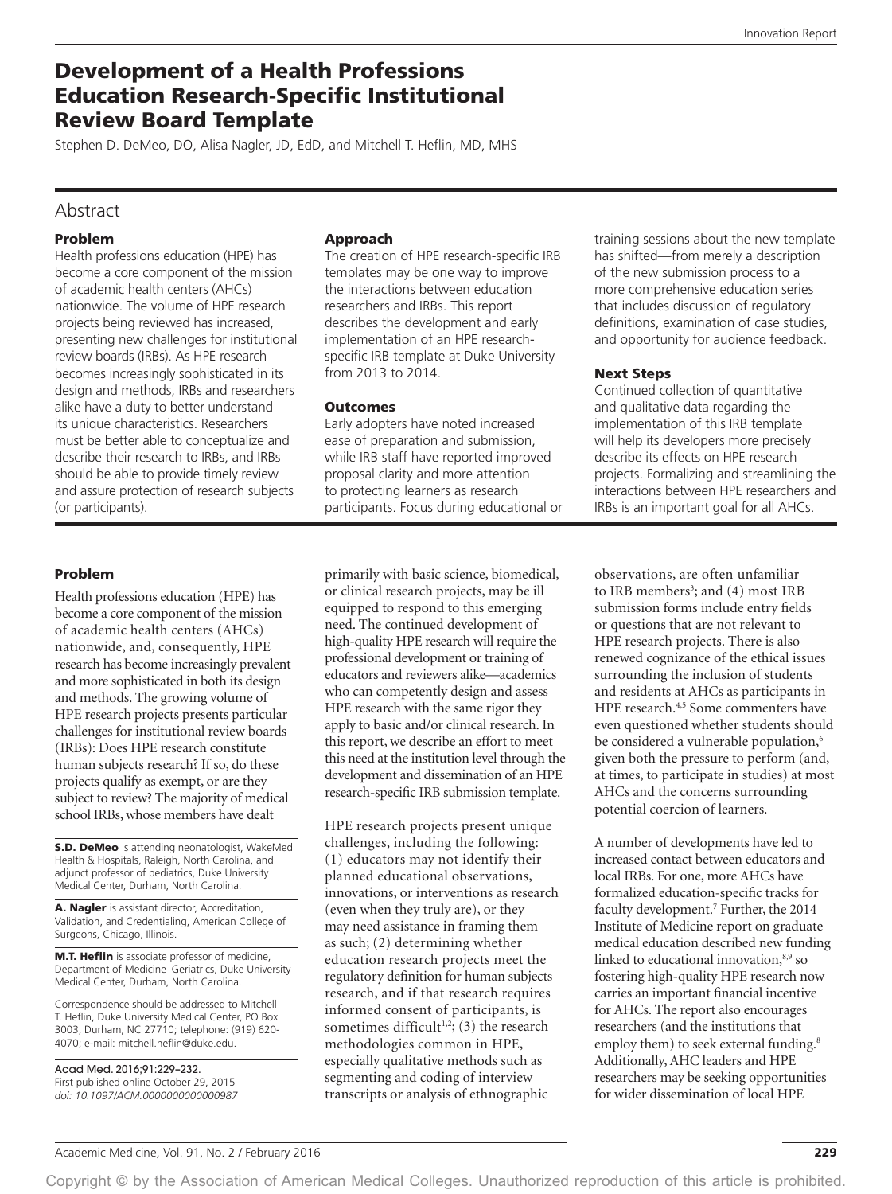# Development of a Health Professions Education Research-Specific Institutional Review Board Template

Stephen D. DeMeo, DO, Alisa Nagler, JD, EdD, and Mitchell T. Heflin, MD, MHS

## Abstract

### Problem

Health professions education (HPE) has become a core component of the mission of academic health centers (AHCs) nationwide. The volume of HPE research projects being reviewed has increased, presenting new challenges for institutional review boards (IRBs). As HPE research becomes increasingly sophisticated in its design and methods, IRBs and researchers alike have a duty to better understand its unique characteristics. Researchers must be better able to conceptualize and describe their research to IRBs, and IRBs should be able to provide timely review and assure protection of research subjects (or participants).

### Approach

The creation of HPE research-specific IRB templates may be one way to improve the interactions between education researchers and IRBs. This report describes the development and early implementation of an HPE research-specific IRB template at Duke University from 2013 to 2014.

### Outcomes

Early adopters have noted increased ease of preparation and submission, while IRB staff have reported improved proposal clarity and more attention to protecting learners as research participants. Focus during educational or training sessions about the new template has shifted—from merely a description of the new submission process to a more comprehensive education series that includes discussion of regulatory definitions, examination of case studies, and opportunity for audience feedback.

### Next Steps

Continued collection of quantitative and qualitative data regarding the implementation of this IRB template will help its developers more precisely describe its effects on HPE research projects. Formalizing and streamlining the interactions between HPE researchers and IRBs is an important goal for all AHCs.

## Problem

Health professions education (HPE) has become a core component of the mission of academic health centers (AHCs) nationwide, and, consequently, HPE research has become increasingly prevalent and more sophisticated in both its design and methods. The growing volume of HPE research projects presents particular challenges for institutional review boards (IRBs): Does HPE research constitute human subjects research? If so, do these projects qualify as exempt, or are they subject to review? The majority of medical school IRBs, whose members have dealt primarily with basic science, biomedical, or clinical research projects, may be ill equipped to respond to this emerging need. The continued development of high-quality HPE research will require the professional development or training of educators and reviewers alike—academics who can competently design and assess HPE research with the same rigor they apply to basic and/or clinical research. In this report, we describe an effort to meet this need at the institution level through the development and dissemination of an HPE research-specific IRB submission template.

HPE research projects present unique challenges, including the following: (1) educators may not identify their planned educational observations, innovations, or interventions as research (even when they truly are), or they may need assistance in framing them as such; (2) determining whether education research projects meet the regulatory definition for human subjects research, and if that research requires informed consent of participants, is sometimes difficult[1,2]; (3) the research methodologies common in HPE, especially qualitative methods such as segmenting and coding of interview transcripts or analysis of ethnographic observations, are often unfamiliar to IRB members[3]; and (4) most IRB submission forms include entry fields or questions that are not relevant to HPE research projects. There is also renewed cognizance of the ethical issues surrounding the inclusion of students and residents at AHCs as participants in HPE research.[4,5] Some commenters have even questioned whether students should be considered a vulnerable population,[6] given both the pressure to perform (and, at times, to participate in studies) at most AHCs and the concerns surrounding potential coercion of learners.

A number of developments have led to increased contact between educators and local IRBs. For one, more AHCs have formalized education-specific tracks for faculty development.[7] Further, the 2014 Institute of Medicine report on graduate medical education described new funding linked to educational innovation,[8,9] so fostering high-quality HPE research now carries an important financial incentive for AHCs. The report also encourages researchers (and the institutions that employ them) to seek external funding.[8] Additionally, AHC leaders and HPE researchers may be seeking opportunities for wider dissemination of local HPE

**S.D. DeMeo** is attending neonatologist, WakeMed Health & Hospitals, Raleigh, North Carolina, and adjunct professor of pediatrics, Duke University Medical Center, Durham, North Carolina.

**A. Nagler** is assistant director, Accreditation, Validation, and Credentialing, American College of Surgeons, Chicago, Illinois.

**M.T. Heflin** is associate professor of medicine, Department of Medicine–Geriatrics, Duke University Medical Center, Durham, North Carolina.

Correspondence should be addressed to Mitchell T. Heflin, Duke University Medical Center, PO Box 3003, Durham, NC 27710; telephone: (919) 620-4070; e-mail: mitchell.heflin@duke.edu.

Acad Med. 2016;91:229–232.
First published online October 29, 2015
*doi: 10.1097/ACM.0000000000000987*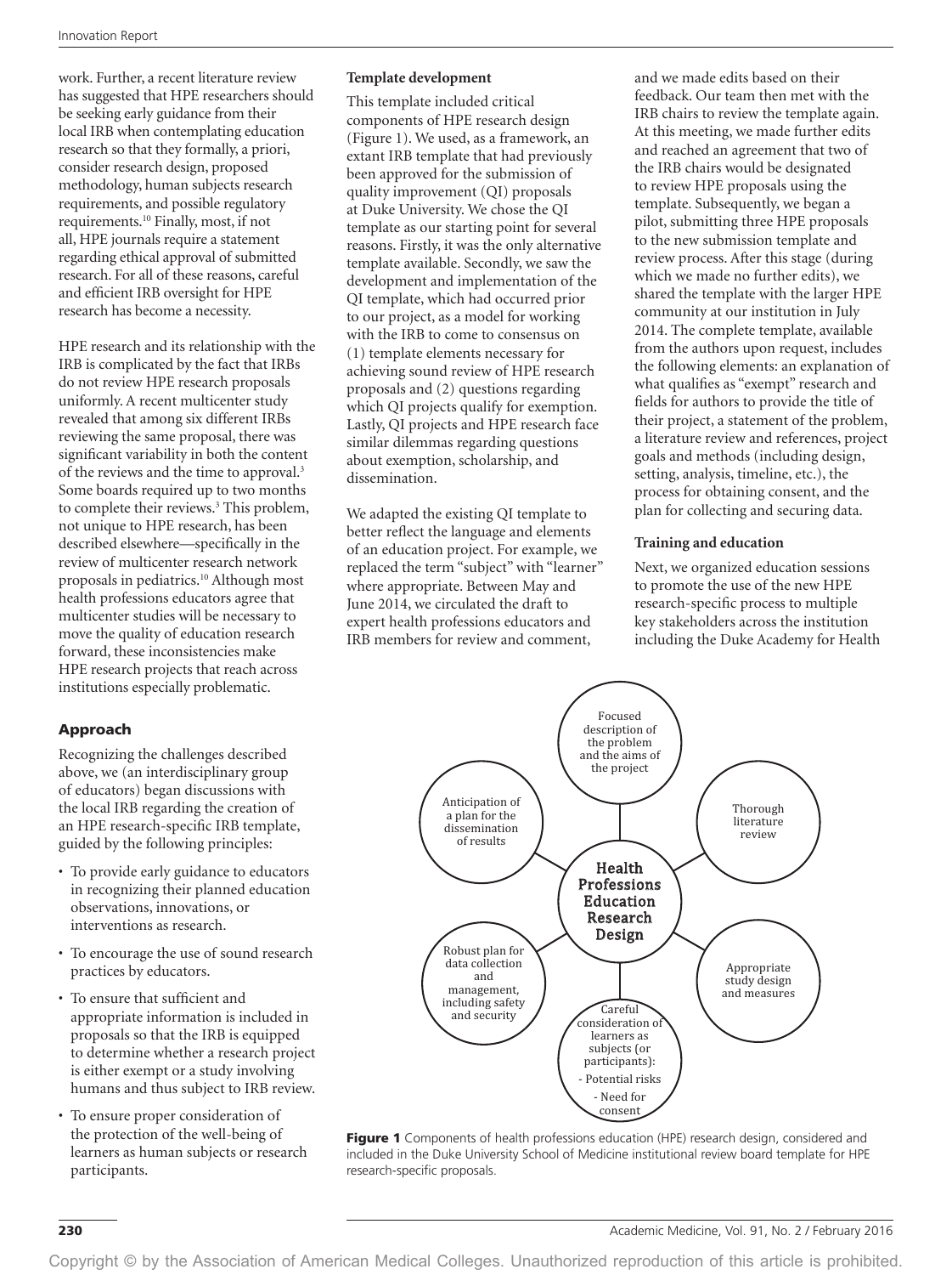work. Further, a recent literature review has suggested that HPE researchers should be seeking early guidance from their local IRB when contemplating education research so that they formally, a priori, consider research design, proposed methodology, human subjects research requirements, and possible regulatory requirements.[10] Finally, most, if not all, HPE journals require a statement regarding ethical approval of submitted research. For all of these reasons, careful and efficient IRB oversight for HPE research has become a necessity.

HPE research and its relationship with the IRB is complicated by the fact that IRBs do not review HPE research proposals uniformly. A recent multicenter study revealed that among six different IRBs reviewing the same proposal, there was significant variability in both the content of the reviews and the time to approval.[3] Some boards required up to two months to complete their reviews.[3] This problem, not unique to HPE research, has been described elsewhere—specifically in the review of multicenter research network proposals in pediatrics.[10] Although most health professions educators agree that multicenter studies will be necessary to move the quality of education research forward, these inconsistencies make HPE research projects that reach across institutions especially problematic.

## Approach

Recognizing the challenges described above, we (an interdisciplinary group of educators) began discussions with the local IRB regarding the creation of an HPE research-specific IRB template, guided by the following principles:

- To provide early guidance to educators in recognizing their planned education observations, innovations, or interventions as research.
- To encourage the use of sound research practices by educators.
- To ensure that sufficient and appropriate information is included in proposals so that the IRB is equipped to determine whether a research project is either exempt or a study involving humans and thus subject to IRB review.
- To ensure proper consideration of the protection of the well-being of learners as human subjects or research participants.

### Template development

This template included critical components of HPE research design (Figure 1). We used, as a framework, an extant IRB template that had previously been approved for the submission of quality improvement (QI) proposals at Duke University. We chose the QI template as our starting point for several reasons. Firstly, it was the only alternative template available. Secondly, we saw the development and implementation of the QI template, which had occurred prior to our project, as a model for working with the IRB to come to consensus on (1) template elements necessary for achieving sound review of HPE research proposals and (2) questions regarding which QI projects qualify for exemption. Lastly, QI projects and HPE research face similar dilemmas regarding questions about exemption, scholarship, and dissemination.

We adapted the existing QI template to better reflect the language and elements of an education project. For example, we replaced the term "subject" with "learner" where appropriate. Between May and June 2014, we circulated the draft to expert health professions educators and IRB members for review and comment, and we made edits based on their feedback. Our team then met with the IRB chairs to review the template again. At this meeting, we made further edits and reached an agreement that two of the IRB chairs would be designated to review HPE proposals using the template. Subsequently, we began a pilot, submitting three HPE proposals to the new submission template and review process. After this stage (during which we made no further edits), we shared the template with the larger HPE community at our institution in July 2014. The complete template, available from the authors upon request, includes the following elements: an explanation of what qualifies as "exempt" research and fields for authors to provide the title of their project, a statement of the problem, a literature review and references, project goals and methods (including design, setting, analysis, timeline, etc.), the process for obtaining consent, and the plan for collecting and securing data.

### Training and education

Next, we organized education sessions to promote the use of the new HPE research-specific process to multiple key stakeholders across the institution including the Duke Academy for Health

Health Professions Education Research Design

Focused description of the problem and the aims of the project

Thorough literature review

Appropriate study design and measures

Careful consideration of learners as subjects (or participants):
- Potential risks
- Need for consent

Robust plan for data collection and management, including safety and security

Anticipation of a plan for the dissemination of results

**Figure 1** Components of health professions education (HPE) research design, considered and included in the Duke University School of Medicine institutional review board template for HPE research-specific proposals.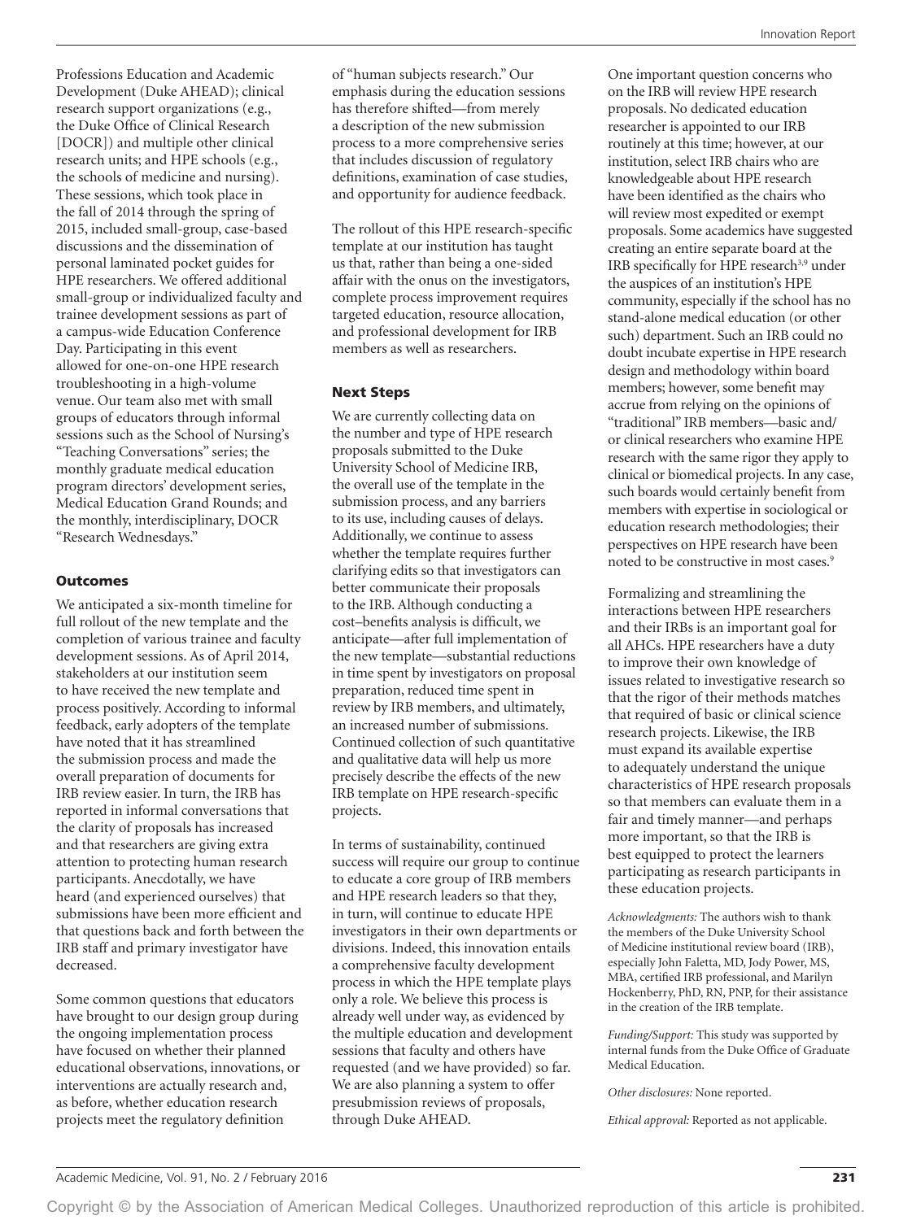Professions Education and Academic Development (Duke AHEAD); clinical research support organizations (e.g., the Duke Office of Clinical Research [DOCR]) and multiple other clinical research units; and HPE schools (e.g., the schools of medicine and nursing). These sessions, which took place in the fall of 2014 through the spring of 2015, included small-group, case-based discussions and the dissemination of personal laminated pocket guides for HPE researchers. We offered additional small-group or individualized faculty and trainee development sessions as part of a campus-wide Education Conference Day. Participating in this event allowed for one-on-one HPE research troubleshooting in a high-volume venue. Our team also met with small groups of educators through informal sessions such as the School of Nursing's "Teaching Conversations" series; the monthly graduate medical education program directors' development series, Medical Education Grand Rounds; and the monthly, interdisciplinary, DOCR "Research Wednesdays."

## Outcomes

We anticipated a six-month timeline for full rollout of the new template and the completion of various trainee and faculty development sessions. As of April 2014, stakeholders at our institution seem to have received the new template and process positively. According to informal feedback, early adopters of the template have noted that it has streamlined the submission process and made the overall preparation of documents for IRB review easier. In turn, the IRB has reported in informal conversations that the clarity of proposals has increased and that researchers are giving extra attention to protecting human research participants. Anecdotally, we have heard (and experienced ourselves) that submissions have been more efficient and that questions back and forth between the IRB staff and primary investigator have decreased.

Some common questions that educators have brought to our design group during the ongoing implementation process have focused on whether their planned educational observations, innovations, or interventions are actually research and, as before, whether education research projects meet the regulatory definition of "human subjects research." Our emphasis during the education sessions has therefore shifted—from merely a description of the new submission process to a more comprehensive series that includes discussion of regulatory definitions, examination of case studies, and opportunity for audience feedback.

The rollout of this HPE research-specific template at our institution has taught us that, rather than being a one-sided affair with the onus on the investigators, complete process improvement requires targeted education, resource allocation, and professional development for IRB members as well as researchers.

## Next Steps

We are currently collecting data on the number and type of HPE research proposals submitted to the Duke University School of Medicine IRB, the overall use of the template in the submission process, and any barriers to its use, including causes of delays. Additionally, we continue to assess whether the template requires further clarifying edits so that investigators can better communicate their proposals to the IRB. Although conducting a cost–benefits analysis is difficult, we anticipate—after full implementation of the new template—substantial reductions in time spent by investigators on proposal preparation, reduced time spent in review by IRB members, and ultimately, an increased number of submissions. Continued collection of such quantitative and qualitative data will help us more precisely describe the effects of the new IRB template on HPE research-specific projects.

In terms of sustainability, continued success will require our group to continue to educate a core group of IRB members and HPE research leaders so that they, in turn, will continue to educate HPE investigators in their own departments or divisions. Indeed, this innovation entails a comprehensive faculty development process in which the HPE template plays only a role. We believe this process is already well under way, as evidenced by the multiple education and development sessions that faculty and others have requested (and we have provided) so far. We are also planning a system to offer presubmission reviews of proposals, through Duke AHEAD.

One important question concerns who on the IRB will review HPE research proposals. No dedicated education researcher is appointed to our IRB routinely at this time; however, at our institution, select IRB chairs who are knowledgeable about HPE research have been identified as the chairs who will review most expedited or exempt proposals. Some academics have suggested creating an entire separate board at the IRB specifically for HPE research[3,9] under the auspices of an institution's HPE community, especially if the school has no stand-alone medical education (or other such) department. Such an IRB could no doubt incubate expertise in HPE research design and methodology within board members; however, some benefit may accrue from relying on the opinions of "traditional" IRB members—basic and/or clinical researchers who examine HPE research with the same rigor they apply to clinical or biomedical projects. In any case, such boards would certainly benefit from members with expertise in sociological or education research methodologies; their perspectives on HPE research have been noted to be constructive in most cases.[9]

Formalizing and streamlining the interactions between HPE researchers and their IRBs is an important goal for all AHCs. HPE researchers have a duty to improve their own knowledge of issues related to investigative research so that the rigor of their methods matches that required of basic or clinical science research projects. Likewise, the IRB must expand its available expertise to adequately understand the unique characteristics of HPE research proposals so that members can evaluate them in a fair and timely manner—and perhaps more important, so that the IRB is best equipped to protect the learners participating as research participants in these education projects.

*Acknowledgments:* The authors wish to thank the members of the Duke University School of Medicine institutional review board (IRB), especially John Faletta, MD, Jody Power, MS, MBA, certified IRB professional, and Marilyn Hockenberry, PhD, RN, PNP, for their assistance in the creation of the IRB template.

*Funding/Support:* This study was supported by internal funds from the Duke Office of Graduate Medical Education.

*Other disclosures:* None reported.

*Ethical approval:* Reported as not applicable.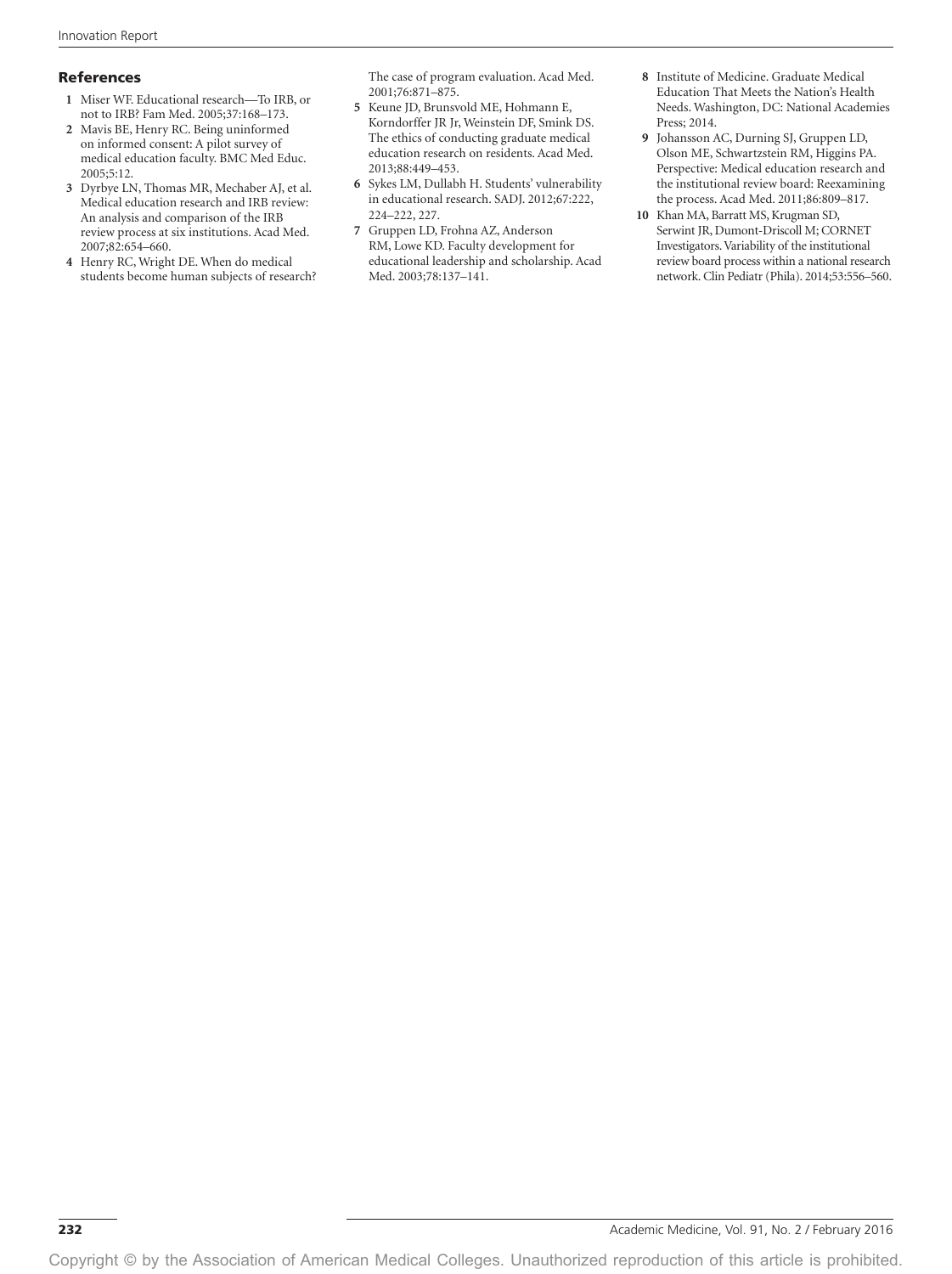## References

1. Miser WF. Educational research—To IRB, or not to IRB? Fam Med. 2005;37:168–173.
2. Mavis BE, Henry RC. Being uninformed on informed consent: A pilot survey of medical education faculty. BMC Med Educ. 2005;5:12.
3. Dyrbye LN, Thomas MR, Mechaber AJ, et al. Medical education research and IRB review: An analysis and comparison of the IRB review process at six institutions. Acad Med. 2007;82:654–660.
4. Henry RC, Wright DE. When do medical students become human subjects of research? The case of program evaluation. Acad Med. 2001;76:871–875.
5. Keune JD, Brunsvold ME, Hohmann E, Korndorffer JR Jr, Weinstein DF, Smink DS. The ethics of conducting graduate medical education research on residents. Acad Med. 2013;88:449–453.
6. Sykes LM, Dullabh H. Students' vulnerability in educational research. SADJ. 2012;67:222, 224–222, 227.
7. Gruppen LD, Frohna AZ, Anderson RM, Lowe KD. Faculty development for educational leadership and scholarship. Acad Med. 2003;78:137–141.
8. Institute of Medicine. Graduate Medical Education That Meets the Nation's Health Needs. Washington, DC: National Academies Press; 2014.
9. Johansson AC, Durning SJ, Gruppen LD, Olson ME, Schwartzstein RM, Higgins PA. Perspective: Medical education research and the institutional review board: Reexamining the process. Acad Med. 2011;86:809–817.
10. Khan MA, Barratt MS, Krugman SD, Serwint JR, Dumont-Driscoll M; CORNET Investigators. Variability of the institutional review board process within a national research network. Clin Pediatr (Phila). 2014;53:556–560.